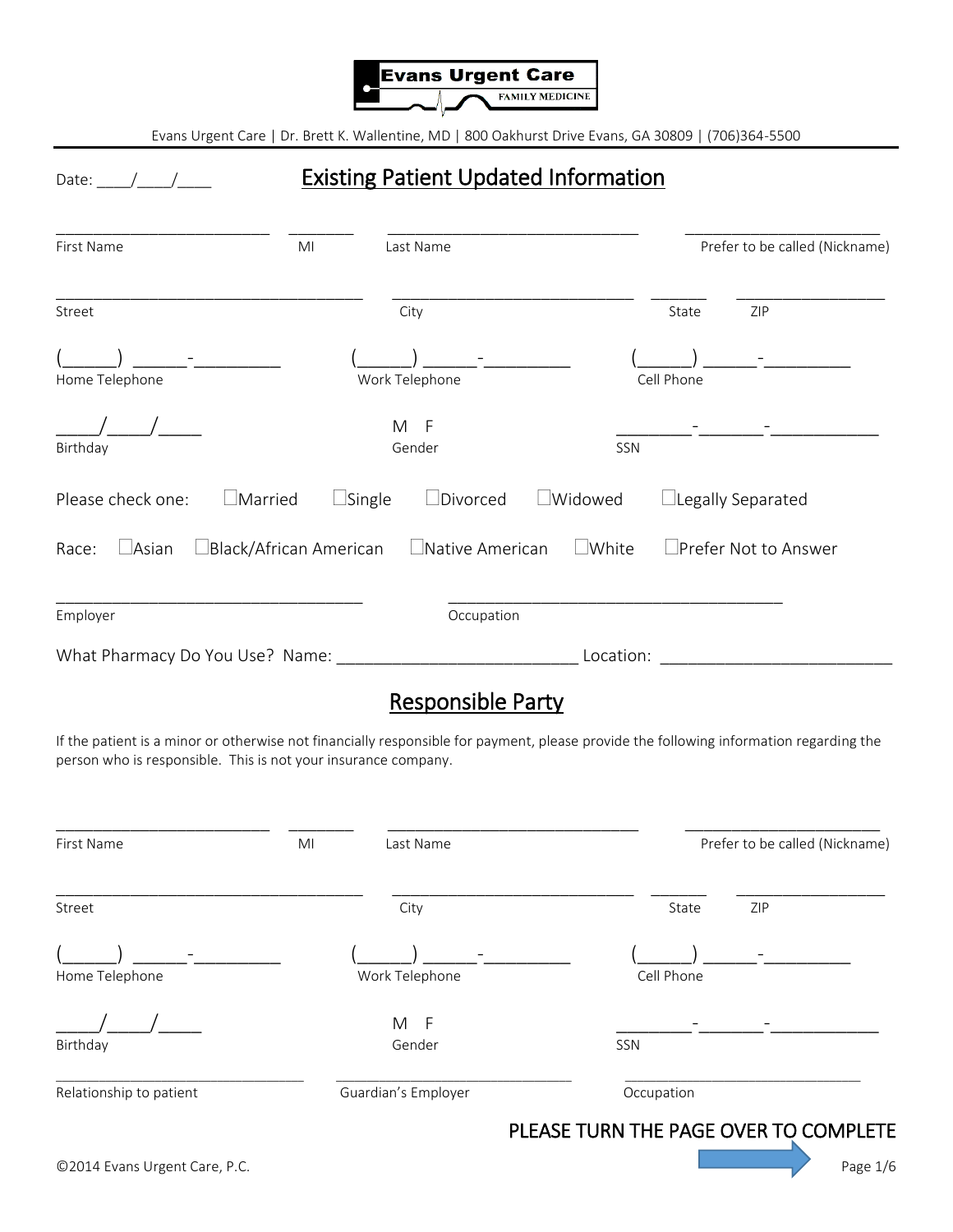Evans Urgent Care
FAMILY MEDICINE

Evans Urgent Care | Dr. Brett K. Wallentine, MD | 800 Oakhurst Drive Evans, GA 30809 | (706)364-5500

Date: ____/____/____

# Existing Patient Updated Information

_________________________ ________ _____________________________ _______________________
First Name MI Last Name Prefer to be called (Nickname)

____________________________________ _____________________________ _______ _________________
Street City State ZIP

(______) ______-__________ (______) ______-__________ (______) ______-__________
Home Telephone Work Telephone Cell Phone

____/____/____ M F ________-_______-___________
Birthday Gender SSN

Please check one: ☐Married ☐Single ☐Divorced ☐Widowed ☐Legally Separated

Race: ☐Asian ☐Black/African American ☐Native American ☐White ☐Prefer Not to Answer

____________________________________ ______________________________________
Employer Occupation

What Pharmacy Do You Use? Name: __________________________ Location: _________________________

## Responsible Party

If the patient is a minor or otherwise not financially responsible for payment, please provide the following information regarding the person who is responsible. This is not your insurance company.

_________________________ ________ _____________________________ _______________________
First Name MI Last Name Prefer to be called (Nickname)

____________________________________ _____________________________ _______ _________________
Street City State ZIP

(______) ______-__________ (______) ______-__________ (______) ______-__________
Home Telephone Work Telephone Cell Phone

____/____/____ M F ________-_______-___________
Birthday Gender SSN

______________________________ ____________________________ ____________________________
Relationship to patient Guardian's Employer Occupation

PLEASE TURN THE PAGE OVER TO COMPLETE

©2014 Evans Urgent Care, P.C.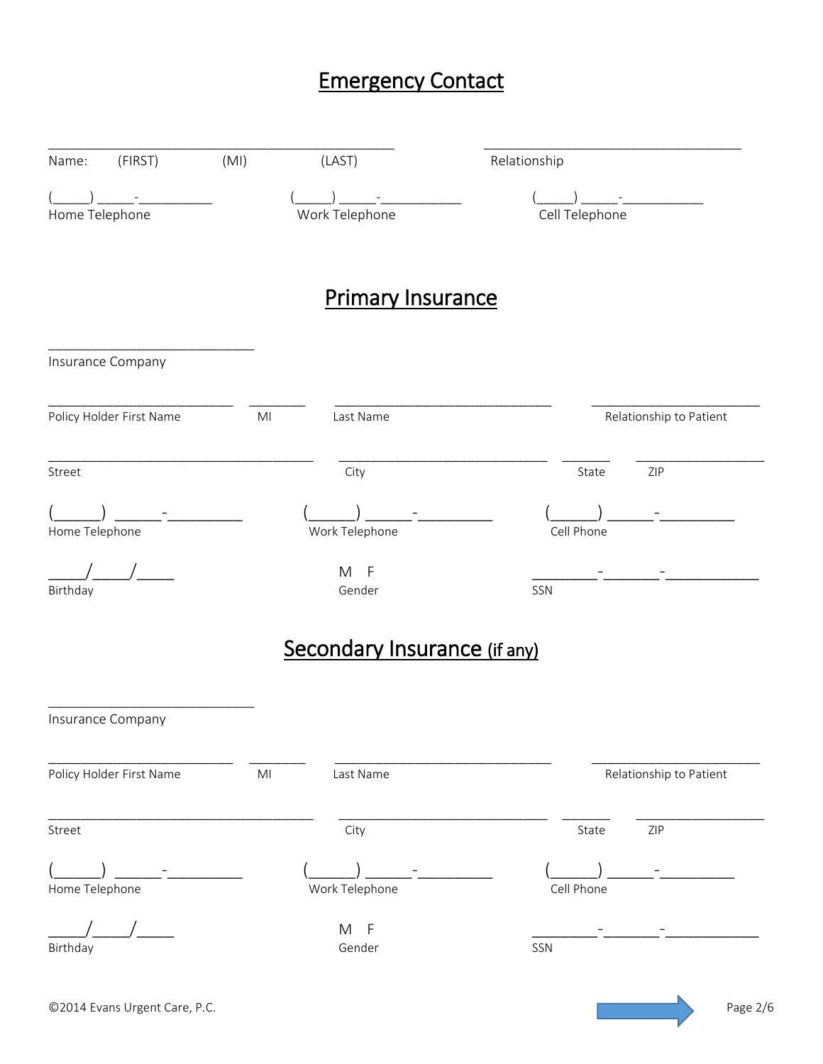## Emergency Contact

_______________________________________________ &nbsp;&nbsp;&nbsp;&nbsp; ___________________________________

Name: (FIRST) (MI) (LAST) &nbsp;&nbsp;&nbsp;&nbsp; Relationship

(_____) _____-__________ &nbsp;&nbsp;&nbsp;&nbsp; (_____) _____-___________ &nbsp;&nbsp;&nbsp;&nbsp; (_____) _____-___________

Home Telephone &nbsp;&nbsp;&nbsp;&nbsp; Work Telephone &nbsp;&nbsp;&nbsp;&nbsp; Cell Telephone

## Primary Insurance

____________________________

Insurance Company

_________________________ &nbsp;&nbsp; ________ &nbsp;&nbsp; ______________________________ &nbsp;&nbsp; _______________________

Policy Holder First Name &nbsp;&nbsp; MI &nbsp;&nbsp; Last Name &nbsp;&nbsp; Relationship to Patient

____________________________________ &nbsp;&nbsp; ____________________________ &nbsp;&nbsp; ______ &nbsp;&nbsp; _________________

Street &nbsp;&nbsp; City &nbsp;&nbsp; State &nbsp;&nbsp; ZIP

(______) ______-_________ &nbsp;&nbsp;&nbsp;&nbsp; (______) ______-_________ &nbsp;&nbsp;&nbsp;&nbsp; (______) ______-_________

Home Telephone &nbsp;&nbsp;&nbsp;&nbsp; Work Telephone &nbsp;&nbsp;&nbsp;&nbsp; Cell Phone

_____/_____/_____ &nbsp;&nbsp;&nbsp;&nbsp; M F &nbsp;&nbsp;&nbsp;&nbsp; _________-_______-____________

Birthday &nbsp;&nbsp;&nbsp;&nbsp; Gender &nbsp;&nbsp;&nbsp;&nbsp; SSN

## Secondary Insurance (if any)

____________________________

Insurance Company

_________________________ &nbsp;&nbsp; ________ &nbsp;&nbsp; ______________________________ &nbsp;&nbsp; _______________________

Policy Holder First Name &nbsp;&nbsp; MI &nbsp;&nbsp; Last Name &nbsp;&nbsp; Relationship to Patient

____________________________________ &nbsp;&nbsp; ____________________________ &nbsp;&nbsp; ______ &nbsp;&nbsp; _________________

Street &nbsp;&nbsp; City &nbsp;&nbsp; State &nbsp;&nbsp; ZIP

(______) ______-_________ &nbsp;&nbsp;&nbsp;&nbsp; (______) ______-_________ &nbsp;&nbsp;&nbsp;&nbsp; (______) ______-_________

Home Telephone &nbsp;&nbsp;&nbsp;&nbsp; Work Telephone &nbsp;&nbsp;&nbsp;&nbsp; Cell Phone

_____/_____/_____ &nbsp;&nbsp;&nbsp;&nbsp; M F &nbsp;&nbsp;&nbsp;&nbsp; _________-_______-____________

Birthday &nbsp;&nbsp;&nbsp;&nbsp; Gender &nbsp;&nbsp;&nbsp;&nbsp; SSN

©2014 Evans Urgent Care, P.C.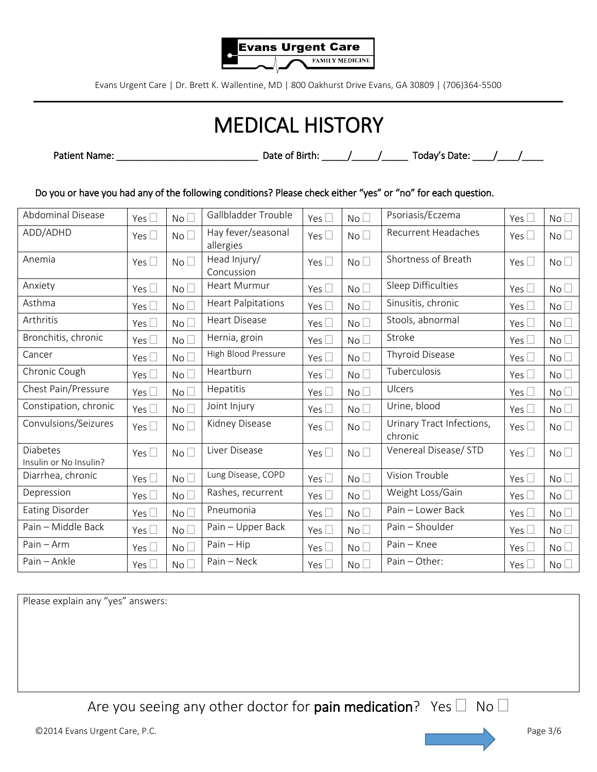Evans Urgent Care
FAMILY MEDICINE

Evans Urgent Care | Dr. Brett K. Wallentine, MD | 800 Oakhurst Drive Evans, GA 30809 | (706)364-5500

# MEDICAL HISTORY

**Patient Name: \_\_\_\_\_\_\_\_\_\_\_\_\_\_\_\_\_\_\_\_\_\_\_\_\_\_\_\_ Date of Birth: \_\_\_\_\_/\_\_\_\_\_/\_\_\_\_\_ Today's Date: \_\_\_\_/\_\_\_\_/\_\_\_\_**

**Do you or have you had any of the following conditions? Please check either "yes" or "no" for each question.**

| Condition | Yes | No | Condition | Yes | No | Condition | Yes | No |
|---|---|---|---|---|---|---|---|---|
| Abdominal Disease | Yes ☐ | No ☐ | Gallbladder Trouble | Yes ☐ | No ☐ | Psoriasis/Eczema | Yes ☐ | No ☐ |
| ADD/ADHD | Yes ☐ | No ☐ | Hay fever/seasonal allergies | Yes ☐ | No ☐ | Recurrent Headaches | Yes ☐ | No ☐ |
| Anemia | Yes ☐ | No ☐ | Head Injury/ Concussion | Yes ☐ | No ☐ | Shortness of Breath | Yes ☐ | No ☐ |
| Anxiety | Yes ☐ | No ☐ | Heart Murmur | Yes ☐ | No ☐ | Sleep Difficulties | Yes ☐ | No ☐ |
| Asthma | Yes ☐ | No ☐ | Heart Palpitations | Yes ☐ | No ☐ | Sinusitis, chronic | Yes ☐ | No ☐ |
| Arthritis | Yes ☐ | No ☐ | Heart Disease | Yes ☐ | No ☐ | Stools, abnormal | Yes ☐ | No ☐ |
| Bronchitis, chronic | Yes ☐ | No ☐ | Hernia, groin | Yes ☐ | No ☐ | Stroke | Yes ☐ | No ☐ |
| Cancer | Yes ☐ | No ☐ | High Blood Pressure | Yes ☐ | No ☐ | Thyroid Disease | Yes ☐ | No ☐ |
| Chronic Cough | Yes ☐ | No ☐ | Heartburn | Yes ☐ | No ☐ | Tuberculosis | Yes ☐ | No ☐ |
| Chest Pain/Pressure | Yes ☐ | No ☐ | Hepatitis | Yes ☐ | No ☐ | Ulcers | Yes ☐ | No ☐ |
| Constipation, chronic | Yes ☐ | No ☐ | Joint Injury | Yes ☐ | No ☐ | Urine, blood | Yes ☐ | No ☐ |
| Convulsions/Seizures | Yes ☐ | No ☐ | Kidney Disease | Yes ☐ | No ☐ | Urinary Tract Infections, chronic | Yes ☐ | No ☐ |
| Diabetes Insulin or No Insulin? | Yes ☐ | No ☐ | Liver Disease | Yes ☐ | No ☐ | Venereal Disease/ STD | Yes ☐ | No ☐ |
| Diarrhea, chronic | Yes ☐ | No ☐ | Lung Disease, COPD | Yes ☐ | No ☐ | Vision Trouble | Yes ☐ | No ☐ |
| Depression | Yes ☐ | No ☐ | Rashes, recurrent | Yes ☐ | No ☐ | Weight Loss/Gain | Yes ☐ | No ☐ |
| Eating Disorder | Yes ☐ | No ☐ | Pneumonia | Yes ☐ | No ☐ | Pain – Lower Back | Yes ☐ | No ☐ |
| Pain – Middle Back | Yes ☐ | No ☐ | Pain – Upper Back | Yes ☐ | No ☐ | Pain – Shoulder | Yes ☐ | No ☐ |
| Pain – Arm | Yes ☐ | No ☐ | Pain – Hip | Yes ☐ | No ☐ | Pain – Knee | Yes ☐ | No ☐ |
| Pain – Ankle | Yes ☐ | No ☐ | Pain – Neck | Yes ☐ | No ☐ | Pain – Other: | Yes ☐ | No ☐ |

Please explain any "yes" answers:

Are you seeing any other doctor for **pain medication**? Yes ☐ No ☐

©2014 Evans Urgent Care, P.C.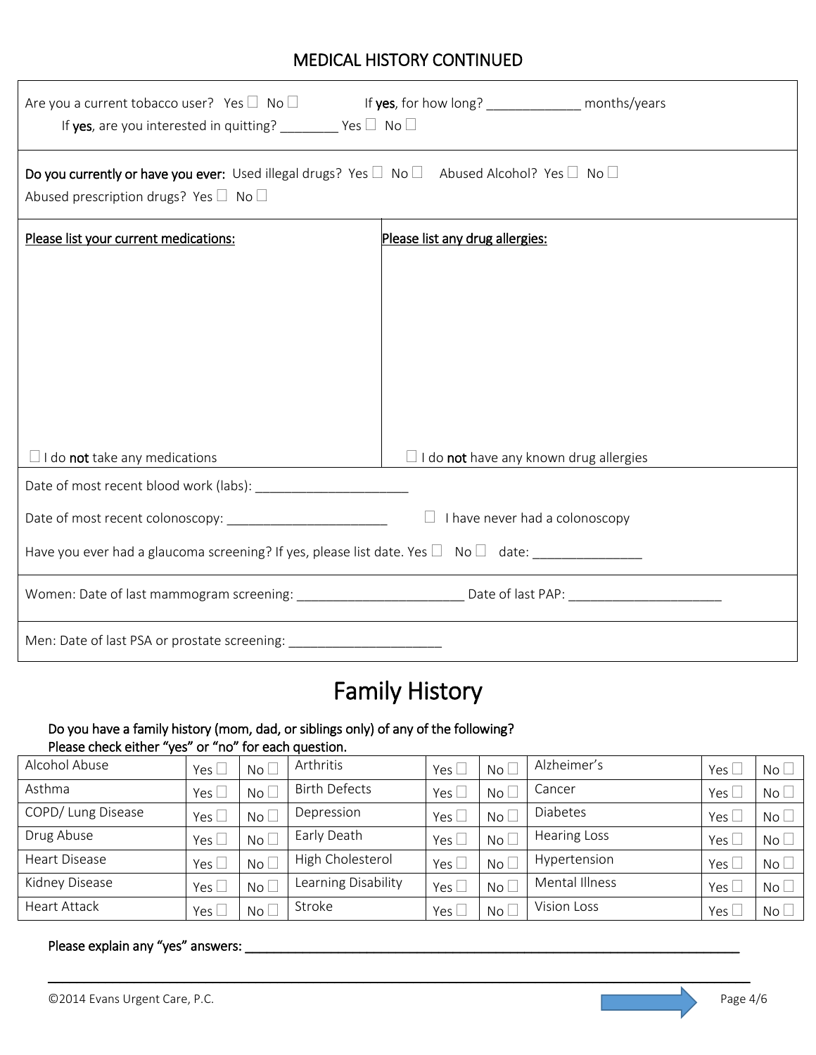## MEDICAL HISTORY CONTINUED

Are you a current tobacco user? Yes ☐ No ☐ If **yes**, for how long? _____________ months/years

If **yes**, are you interested in quitting? ________ Yes ☐ No ☐

**Do you currently or have you ever:** Used illegal drugs? Yes ☐ No ☐ Abused Alcohol? Yes ☐ No ☐

Abused prescription drugs? Yes ☐ No ☐

| Please list your current medications: | Please list any drug allergies: |
|---|---|
| ☐ I do **not** take any medications | ☐ I do **not** have any known drug allergies |

Date of most recent blood work (labs): _____________________

Date of most recent colonoscopy: ______________________ ☐ I have never had a colonoscopy

Have you ever had a glaucoma screening? If yes, please list date. Yes ☐ No ☐ date: _______________

Women: Date of last mammogram screening: ______________________ Date of last PAP: _____________________

Men: Date of last PSA or prostate screening: _____________________

# Family History

**Do you have a family history (mom, dad, or siblings only) of any of the following?**
**Please check either "yes" or "no" for each question.**

| Condition | Yes | No | Condition | Yes | No | Condition | Yes | No |
|---|---|---|---|---|---|---|---|---|
| Alcohol Abuse | Yes ☐ | No ☐ | Arthritis | Yes ☐ | No ☐ | Alzheimer's | Yes ☐ | No ☐ |
| Asthma | Yes ☐ | No ☐ | Birth Defects | Yes ☐ | No ☐ | Cancer | Yes ☐ | No ☐ |
| COPD/ Lung Disease | Yes ☐ | No ☐ | Depression | Yes ☐ | No ☐ | Diabetes | Yes ☐ | No ☐ |
| Drug Abuse | Yes ☐ | No ☐ | Early Death | Yes ☐ | No ☐ | Hearing Loss | Yes ☐ | No ☐ |
| Heart Disease | Yes ☐ | No ☐ | High Cholesterol | Yes ☐ | No ☐ | Hypertension | Yes ☐ | No ☐ |
| Kidney Disease | Yes ☐ | No ☐ | Learning Disability | Yes ☐ | No ☐ | Mental Illness | Yes ☐ | No ☐ |
| Heart Attack | Yes ☐ | No ☐ | Stroke | Yes ☐ | No ☐ | Vision Loss | Yes ☐ | No ☐ |

**Please explain any "yes" answers:** ________________________________________________________________________

__________________________________________________________________________________________

©2014 Evans Urgent Care, P.C.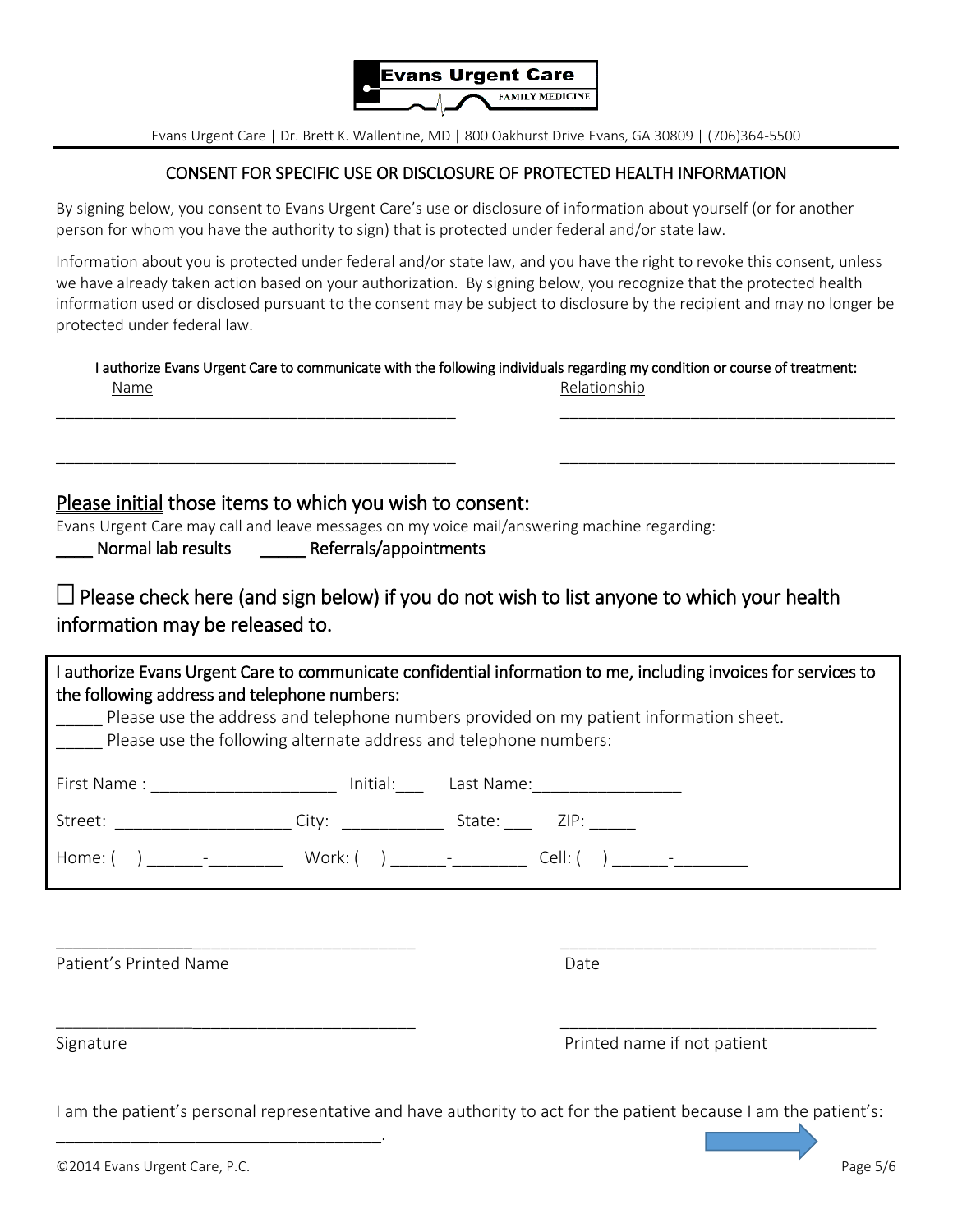**Evans Urgent Care**
FAMILY MEDICINE

Evans Urgent Care | Dr. Brett K. Wallentine, MD | 800 Oakhurst Drive Evans, GA 30809 | (706)364-5500

## CONSENT FOR SPECIFIC USE OR DISCLOSURE OF PROTECTED HEALTH INFORMATION

By signing below, you consent to Evans Urgent Care's use or disclosure of information about yourself (or for another person for whom you have the authority to sign) that is protected under federal and/or state law.

Information about you is protected under federal and/or state law, and you have the right to revoke this consent, unless we have already taken action based on your authorization. By signing below, you recognize that the protected health information used or disclosed pursuant to the consent may be subject to disclosure by the recipient and may no longer be protected under federal law.

I authorize Evans Urgent Care to communicate with the following individuals regarding my condition or course of treatment:

| Name | Relationship |
|---|---|
| ______________________________________________ | ______________________________________ |
| ______________________________________________ | ______________________________________ |

## Please initial those items to which you wish to consent:

Evans Urgent Care may call and leave messages on my voice mail/answering machine regarding:

____ Normal lab results  _____ Referrals/appointments

☐ Please check here (and sign below) if you do not wish to list anyone to which your health information may be released to.

I authorize Evans Urgent Care to communicate confidential information to me, including invoices for services to the following address and telephone numbers:

_____ Please use the address and telephone numbers provided on my patient information sheet.
_____ Please use the following alternate address and telephone numbers:

First Name : ____________________ Initial:___ Last Name:________________

Street: ___________________ City: ___________ State: ___ ZIP: _____

Home: (   ) ______-________ Work: (   ) ______-________ Cell: (   ) ______-________

________________________________________ ____________________________________
Patient's Printed Name Date

________________________________________ ____________________________________
Signature Printed name if not patient

I am the patient's personal representative and have authority to act for the patient because I am the patient's: ____________________________________.

©2014 Evans Urgent Care, P.C.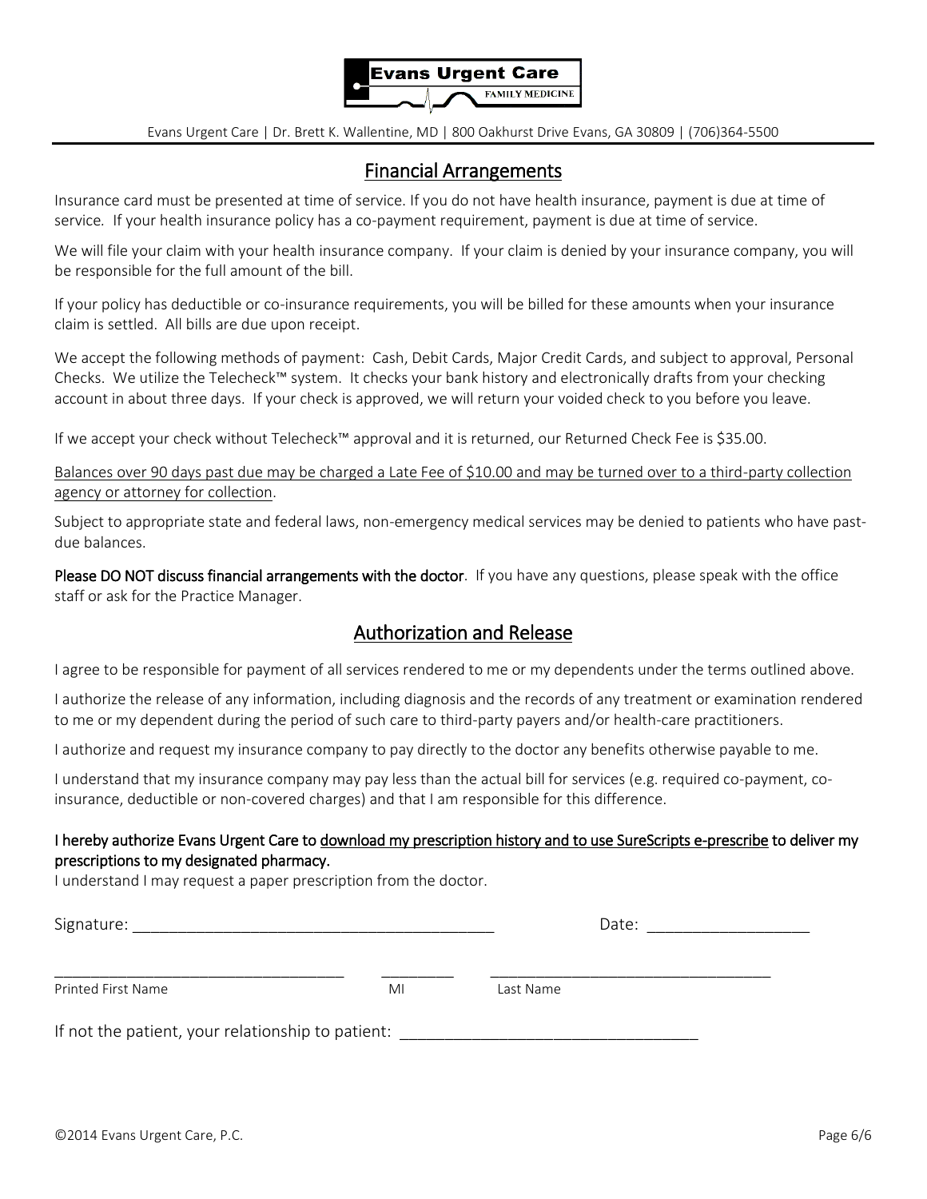Evans Urgent Care | Dr. Brett K. Wallentine, MD | 800 Oakhurst Drive Evans, GA 30809 | (706)364-5500

## Financial Arrangements

Insurance card must be presented at time of service. If you do not have health insurance, payment is due at time of service. If your health insurance policy has a co-payment requirement, payment is due at time of service.

We will file your claim with your health insurance company. If your claim is denied by your insurance company, you will be responsible for the full amount of the bill.

If your policy has deductible or co-insurance requirements, you will be billed for these amounts when your insurance claim is settled. All bills are due upon receipt.

We accept the following methods of payment: Cash, Debit Cards, Major Credit Cards, and subject to approval, Personal Checks. We utilize the Telecheck™ system. It checks your bank history and electronically drafts from your checking account in about three days. If your check is approved, we will return your voided check to you before you leave.

If we accept your check without Telecheck™ approval and it is returned, our Returned Check Fee is $35.00.

Balances over 90 days past due may be charged a Late Fee of $10.00 and may be turned over to a third-party collection agency or attorney for collection.

Subject to appropriate state and federal laws, non-emergency medical services may be denied to patients who have past-due balances.

**Please DO NOT discuss financial arrangements with the doctor**. If you have any questions, please speak with the office staff or ask for the Practice Manager.

## Authorization and Release

I agree to be responsible for payment of all services rendered to me or my dependents under the terms outlined above.

I authorize the release of any information, including diagnosis and the records of any treatment or examination rendered to me or my dependent during the period of such care to third-party payers and/or health-care practitioners.

I authorize and request my insurance company to pay directly to the doctor any benefits otherwise payable to me.

I understand that my insurance company may pay less than the actual bill for services (e.g. required co-payment, co-insurance, deductible or non-covered charges) and that I am responsible for this difference.

**I hereby authorize Evans Urgent Care to download my prescription history and to use SureScripts e-prescribe to deliver my prescriptions to my designated pharmacy.**
I understand I may request a paper prescription from the doctor.

Signature: ________________________________________ Date: __________________

__________________________________ _________ __________________________________
Printed First Name MI Last Name

If not the patient, your relationship to patient: _________________________________

©2014 Evans Urgent Care, P.C.